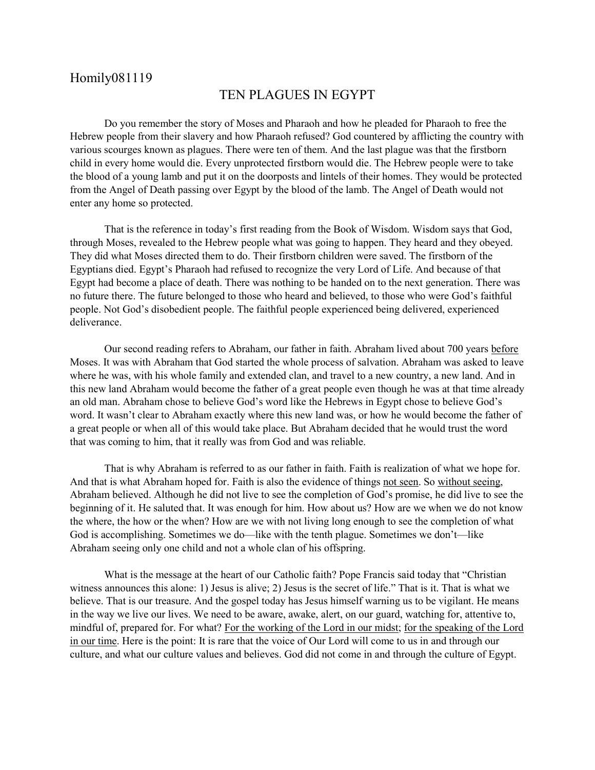Homily081119

# TEN PLAGUES IN EGYPT

Do you remember the story of Moses and Pharaoh and how he pleaded for Pharaoh to free the Hebrew people from their slavery and how Pharaoh refused? God countered by afflicting the country with various scourges known as plagues. There were ten of them. And the last plague was that the firstborn child in every home would die. Every unprotected firstborn would die. The Hebrew people were to take the blood of a young lamb and put it on the doorposts and lintels of their homes. They would be protected from the Angel of Death passing over Egypt by the blood of the lamb. The Angel of Death would not enter any home so protected.

That is the reference in today's first reading from the Book of Wisdom. Wisdom says that God, through Moses, revealed to the Hebrew people what was going to happen. They heard and they obeyed. They did what Moses directed them to do. Their firstborn children were saved. The firstborn of the Egyptians died. Egypt's Pharaoh had refused to recognize the very Lord of Life. And because of that Egypt had become a place of death. There was nothing to be handed on to the next generation. There was no future there. The future belonged to those who heard and believed, to those who were God's faithful people. Not God's disobedient people. The faithful people experienced being delivered, experienced deliverance.

Our second reading refers to Abraham, our father in faith. Abraham lived about 700 years <u>before</u> Moses. It was with Abraham that God started the whole process of salvation. Abraham was asked to leave where he was, with his whole family and extended clan, and travel to a new country, a new land. And in this new land Abraham would become the father of a great people even though he was at that time already an old man. Abraham chose to believe God's word like the Hebrews in Egypt chose to believe God's word. It wasn't clear to Abraham exactly where this new land was, or how he would become the father of a great people or when all of this would take place. But Abraham decided that he would trust the word that was coming to him, that it really was from God and was reliable.

That is why Abraham is referred to as our father in faith. Faith is realization of what we hope for. And that is what Abraham hoped for. Faith is also the evidence of things <u>not seen</u>. So <u>without seeing</u>, Abraham believed. Although he did not live to see the completion of God's promise, he did live to see the beginning of it. He saluted that. It was enough for him. How about us? How are we when we do not know the where, the how or the when? How are we with not living long enough to see the completion of what God is accomplishing. Sometimes we do—like with the tenth plague. Sometimes we don't—like Abraham seeing only one child and not a whole clan of his offspring.

What is the message at the heart of our Catholic faith? Pope Francis said today that "Christian witness announces this alone: 1) Jesus is alive; 2) Jesus is the secret of life." That is it. That is what we believe. That is our treasure. And the gospel today has Jesus himself warning us to be vigilant. He means in the way we live our lives. We need to be aware, awake, alert, on our guard, watching for, attentive to, mindful of, prepared for. For what? <u>For the working of the Lord in our midst</u>; <u>for the speaking of the Lord in our time</u>. Here is the point: It is rare that the voice of Our Lord will come to us in and through our culture, and what our culture values and believes. God did not come in and through the culture of Egypt.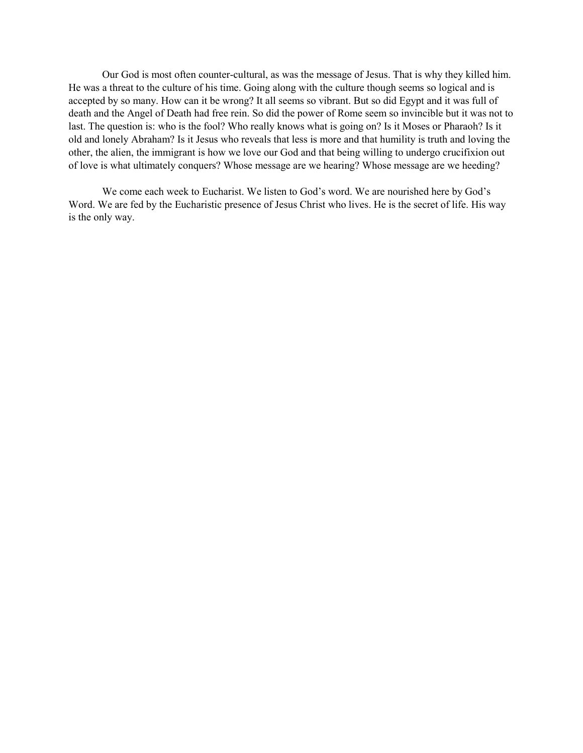Our God is most often counter-cultural, as was the message of Jesus. That is why they killed him. He was a threat to the culture of his time. Going along with the culture though seems so logical and is accepted by so many. How can it be wrong? It all seems so vibrant. But so did Egypt and it was full of death and the Angel of Death had free rein. So did the power of Rome seem so invincible but it was not to last. The question is: who is the fool? Who really knows what is going on? Is it Moses or Pharaoh? Is it old and lonely Abraham? Is it Jesus who reveals that less is more and that humility is truth and loving the other, the alien, the immigrant is how we love our God and that being willing to undergo crucifixion out of love is what ultimately conquers? Whose message are we hearing? Whose message are we heeding?

We come each week to Eucharist. We listen to God's word. We are nourished here by God's Word. We are fed by the Eucharistic presence of Jesus Christ who lives. He is the secret of life. His way is the only way.